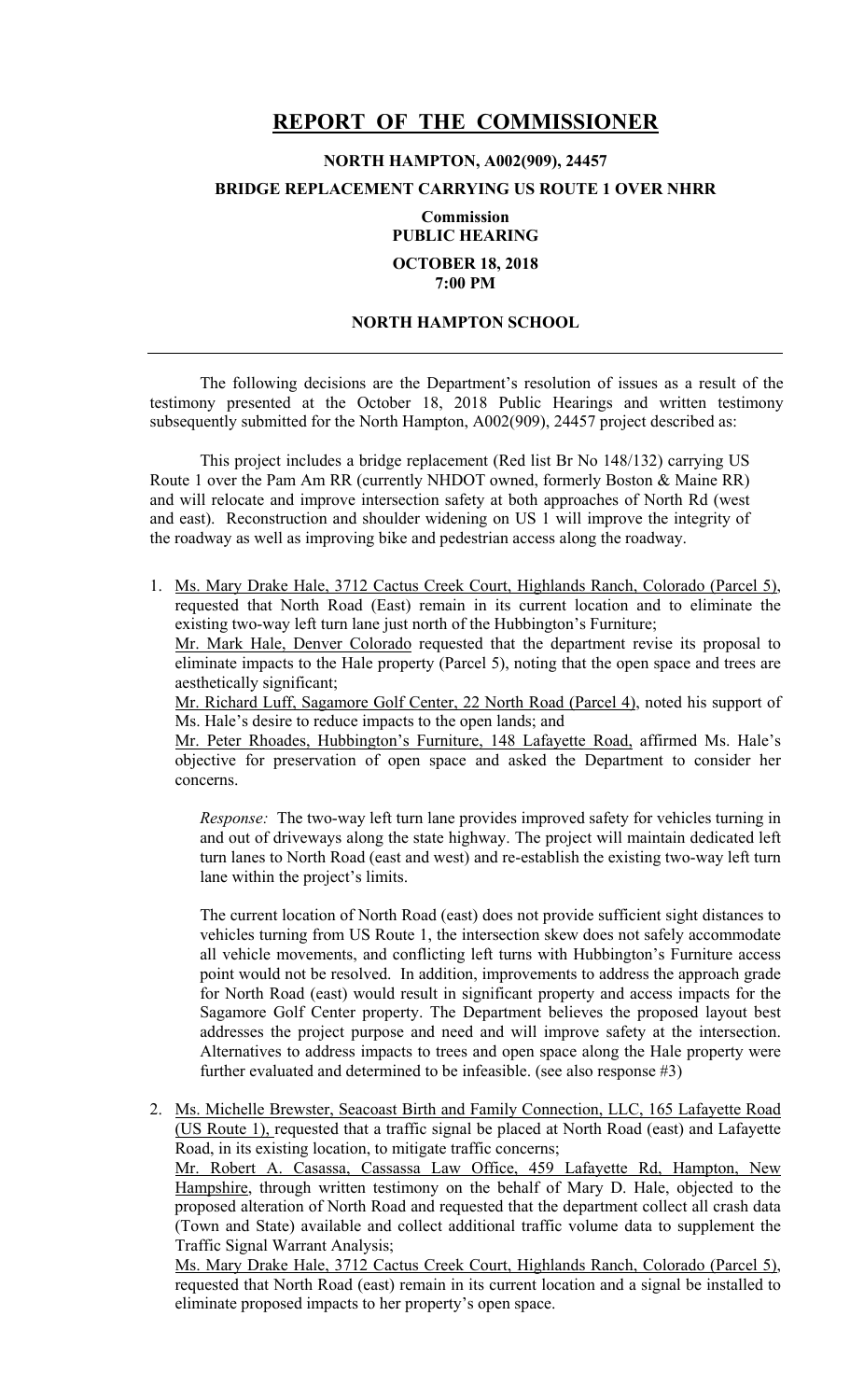# REPORT OF THE COMMISSIONER

## NORTH HAMPTON, A002(909), 24457

## BRIDGE REPLACEMENT CARRYING US ROUTE 1 OVER NHRR

**Commission**
**PUBLIC HEARING**

**OCTOBER 18, 2018**
**7:00 PM**

**NORTH HAMPTON SCHOOL**

---

The following decisions are the Department's resolution of issues as a result of the testimony presented at the October 18, 2018 Public Hearings and written testimony subsequently submitted for the North Hampton, A002(909), 24457 project described as:

This project includes a bridge replacement (Red list Br No 148/132) carrying US Route 1 over the Pam Am RR (currently NHDOT owned, formerly Boston & Maine RR) and will relocate and improve intersection safety at both approaches of North Rd (west and east). Reconstruction and shoulder widening on US 1 will improve the integrity of the roadway as well as improving bike and pedestrian access along the roadway.

1. Ms. Mary Drake Hale, 3712 Cactus Creek Court, Highlands Ranch, Colorado (Parcel 5), requested that North Road (East) remain in its current location and to eliminate the existing two-way left turn lane just north of the Hubbington's Furniture;
   Mr. Mark Hale, Denver Colorado requested that the department revise its proposal to eliminate impacts to the Hale property (Parcel 5), noting that the open space and trees are aesthetically significant;
   Mr. Richard Luff, Sagamore Golf Center, 22 North Road (Parcel 4), noted his support of Ms. Hale's desire to reduce impacts to the open lands; and
   Mr. Peter Rhoades, Hubbington's Furniture, 148 Lafayette Road, affirmed Ms. Hale's objective for preservation of open space and asked the Department to consider her concerns.

   *Response:* The two-way left turn lane provides improved safety for vehicles turning in and out of driveways along the state highway. The project will maintain dedicated left turn lanes to North Road (east and west) and re-establish the existing two-way left turn lane within the project's limits.

   The current location of North Road (east) does not provide sufficient sight distances to vehicles turning from US Route 1, the intersection skew does not safely accommodate all vehicle movements, and conflicting left turns with Hubbington's Furniture access point would not be resolved. In addition, improvements to address the approach grade for North Road (east) would result in significant property and access impacts for the Sagamore Golf Center property. The Department believes the proposed layout best addresses the project purpose and need and will improve safety at the intersection. Alternatives to address impacts to trees and open space along the Hale property were further evaluated and determined to be infeasible. (see also response #3)

2. Ms. Michelle Brewster, Seacoast Birth and Family Connection, LLC, 165 Lafayette Road (US Route 1), requested that a traffic signal be placed at North Road (east) and Lafayette Road, in its existing location, to mitigate traffic concerns;
   Mr. Robert A. Casassa, Cassassa Law Office, 459 Lafayette Rd, Hampton, New Hampshire, through written testimony on the behalf of Mary D. Hale, objected to the proposed alteration of North Road and requested that the department collect all crash data (Town and State) available and collect additional traffic volume data to supplement the Traffic Signal Warrant Analysis;
   Ms. Mary Drake Hale, 3712 Cactus Creek Court, Highlands Ranch, Colorado (Parcel 5), requested that North Road (east) remain in its current location and a signal be installed to eliminate proposed impacts to her property's open space.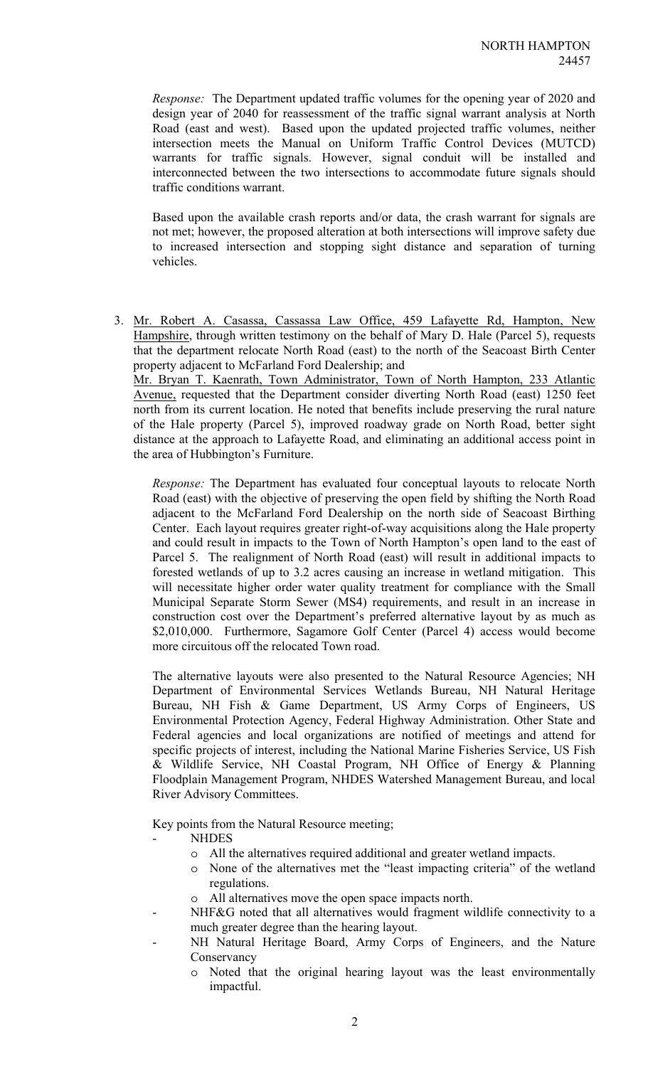*Response:* The Department updated traffic volumes for the opening year of 2020 and design year of 2040 for reassessment of the traffic signal warrant analysis at North Road (east and west). Based upon the updated projected traffic volumes, neither intersection meets the Manual on Uniform Traffic Control Devices (MUTCD) warrants for traffic signals. However, signal conduit will be installed and interconnected between the two intersections to accommodate future signals should traffic conditions warrant.

Based upon the available crash reports and/or data, the crash warrant for signals are not met; however, the proposed alteration at both intersections will improve safety due to increased intersection and stopping sight distance and separation of turning vehicles.

3. Mr. Robert A. Casassa, Cassassa Law Office, 459 Lafayette Rd, Hampton, New Hampshire, through written testimony on the behalf of Mary D. Hale (Parcel 5), requests that the department relocate North Road (east) to the north of the Seacoast Birth Center property adjacent to McFarland Ford Dealership; and

   Mr. Bryan T. Kaenrath, Town Administrator, Town of North Hampton, 233 Atlantic Avenue, requested that the Department consider diverting North Road (east) 1250 feet north from its current location. He noted that benefits include preserving the rural nature of the Hale property (Parcel 5), improved roadway grade on North Road, better sight distance at the approach to Lafayette Road, and eliminating an additional access point in the area of Hubbington's Furniture.

   *Response:* The Department has evaluated four conceptual layouts to relocate North Road (east) with the objective of preserving the open field by shifting the North Road adjacent to the McFarland Ford Dealership on the north side of Seacoast Birthing Center. Each layout requires greater right-of-way acquisitions along the Hale property and could result in impacts to the Town of North Hampton's open land to the east of Parcel 5. The realignment of North Road (east) will result in additional impacts to forested wetlands of up to 3.2 acres causing an increase in wetland mitigation. This will necessitate higher order water quality treatment for compliance with the Small Municipal Separate Storm Sewer (MS4) requirements, and result in an increase in construction cost over the Department's preferred alternative layout by as much as $2,010,000. Furthermore, Sagamore Golf Center (Parcel 4) access would become more circuitous off the relocated Town road.

   The alternative layouts were also presented to the Natural Resource Agencies; NH Department of Environmental Services Wetlands Bureau, NH Natural Heritage Bureau, NH Fish & Game Department, US Army Corps of Engineers, US Environmental Protection Agency, Federal Highway Administration. Other State and Federal agencies and local organizations are notified of meetings and attend for specific projects of interest, including the National Marine Fisheries Service, US Fish & Wildlife Service, NH Coastal Program, NH Office of Energy & Planning Floodplain Management Program, NHDES Watershed Management Bureau, and local River Advisory Committees.

   Key points from the Natural Resource meeting;

   - NHDES
     - All the alternatives required additional and greater wetland impacts.
     - None of the alternatives met the "least impacting criteria" of the wetland regulations.
     - All alternatives move the open space impacts north.
   - NHF&G noted that all alternatives would fragment wildlife connectivity to a much greater degree than the hearing layout.
   - NH Natural Heritage Board, Army Corps of Engineers, and the Nature Conservancy
     - Noted that the original hearing layout was the least environmentally impactful.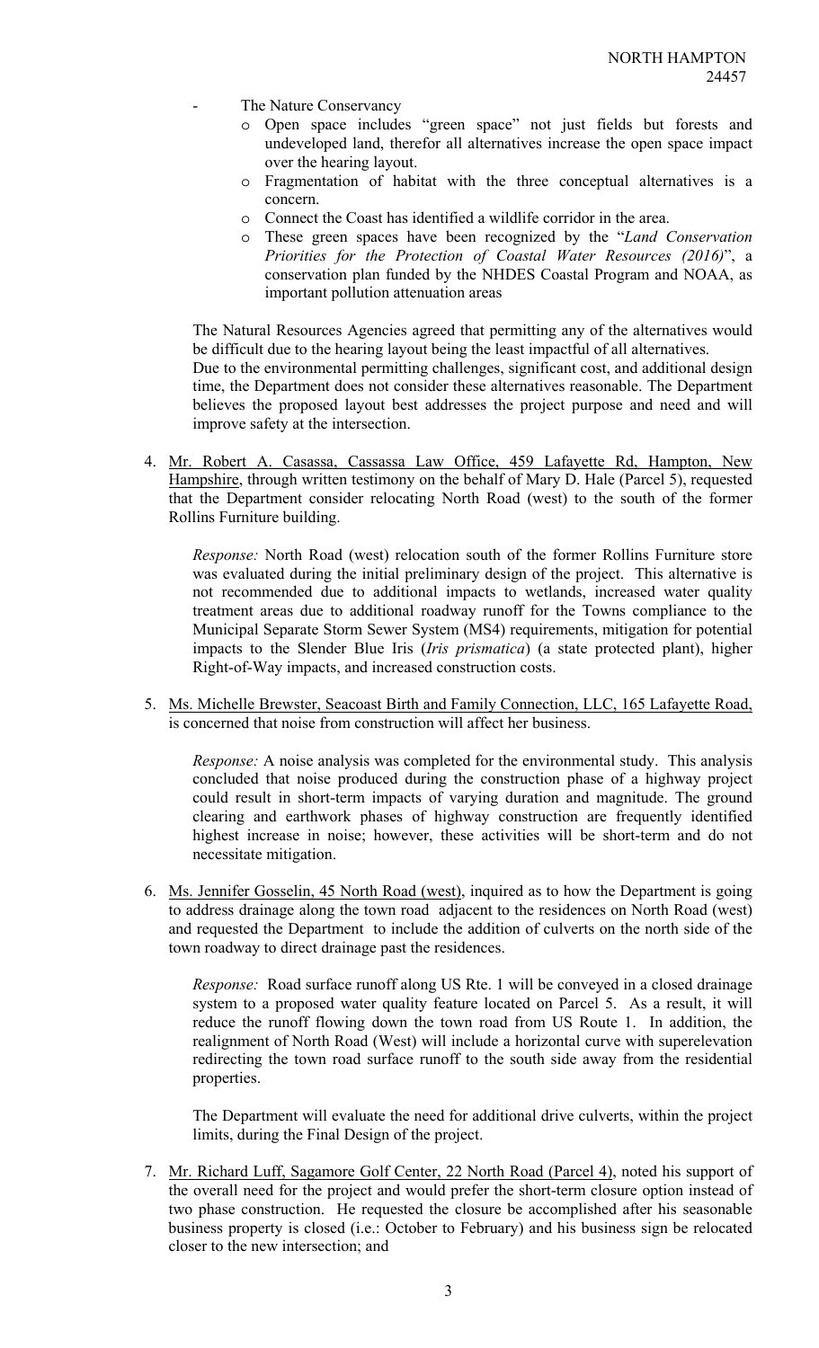- The Nature Conservancy
    - Open space includes "green space" not just fields but forests and undeveloped land, therefor all alternatives increase the open space impact over the hearing layout.
    - Fragmentation of habitat with the three conceptual alternatives is a concern.
    - Connect the Coast has identified a wildlife corridor in the area.
    - These green spaces have been recognized by the "*Land Conservation Priorities for the Protection of Coastal Water Resources (2016)*", a conservation plan funded by the NHDES Coastal Program and NOAA, as important pollution attenuation areas

The Natural Resources Agencies agreed that permitting any of the alternatives would be difficult due to the hearing layout being the least impactful of all alternatives. Due to the environmental permitting challenges, significant cost, and additional design time, the Department does not consider these alternatives reasonable. The Department believes the proposed layout best addresses the project purpose and need and will improve safety at the intersection.

4. Mr. Robert A. Casassa, Cassassa Law Office, 459 Lafayette Rd, Hampton, New Hampshire, through written testimony on the behalf of Mary D. Hale (Parcel 5), requested that the Department consider relocating North Road (west) to the south of the former Rollins Furniture building.

   *Response:* North Road (west) relocation south of the former Rollins Furniture store was evaluated during the initial preliminary design of the project. This alternative is not recommended due to additional impacts to wetlands, increased water quality treatment areas due to additional roadway runoff for the Towns compliance to the Municipal Separate Storm Sewer System (MS4) requirements, mitigation for potential impacts to the Slender Blue Iris (*Iris prismatica*) (a state protected plant), higher Right-of-Way impacts, and increased construction costs.

5. Ms. Michelle Brewster, Seacoast Birth and Family Connection, LLC, 165 Lafayette Road, is concerned that noise from construction will affect her business.

   *Response:* A noise analysis was completed for the environmental study. This analysis concluded that noise produced during the construction phase of a highway project could result in short-term impacts of varying duration and magnitude. The ground clearing and earthwork phases of highway construction are frequently identified highest increase in noise; however, these activities will be short-term and do not necessitate mitigation.

6. Ms. Jennifer Gosselin, 45 North Road (west), inquired as to how the Department is going to address drainage along the town road adjacent to the residences on North Road (west) and requested the Department to include the addition of culverts on the north side of the town roadway to direct drainage past the residences.

   *Response:* Road surface runoff along US Rte. 1 will be conveyed in a closed drainage system to a proposed water quality feature located on Parcel 5. As a result, it will reduce the runoff flowing down the town road from US Route 1. In addition, the realignment of North Road (West) will include a horizontal curve with superelevation redirecting the town road surface runoff to the south side away from the residential properties.

   The Department will evaluate the need for additional drive culverts, within the project limits, during the Final Design of the project.

7. Mr. Richard Luff, Sagamore Golf Center, 22 North Road (Parcel 4), noted his support of the overall need for the project and would prefer the short-term closure option instead of two phase construction. He requested the closure be accomplished after his seasonable business property is closed (i.e.: October to February) and his business sign be relocated closer to the new intersection; and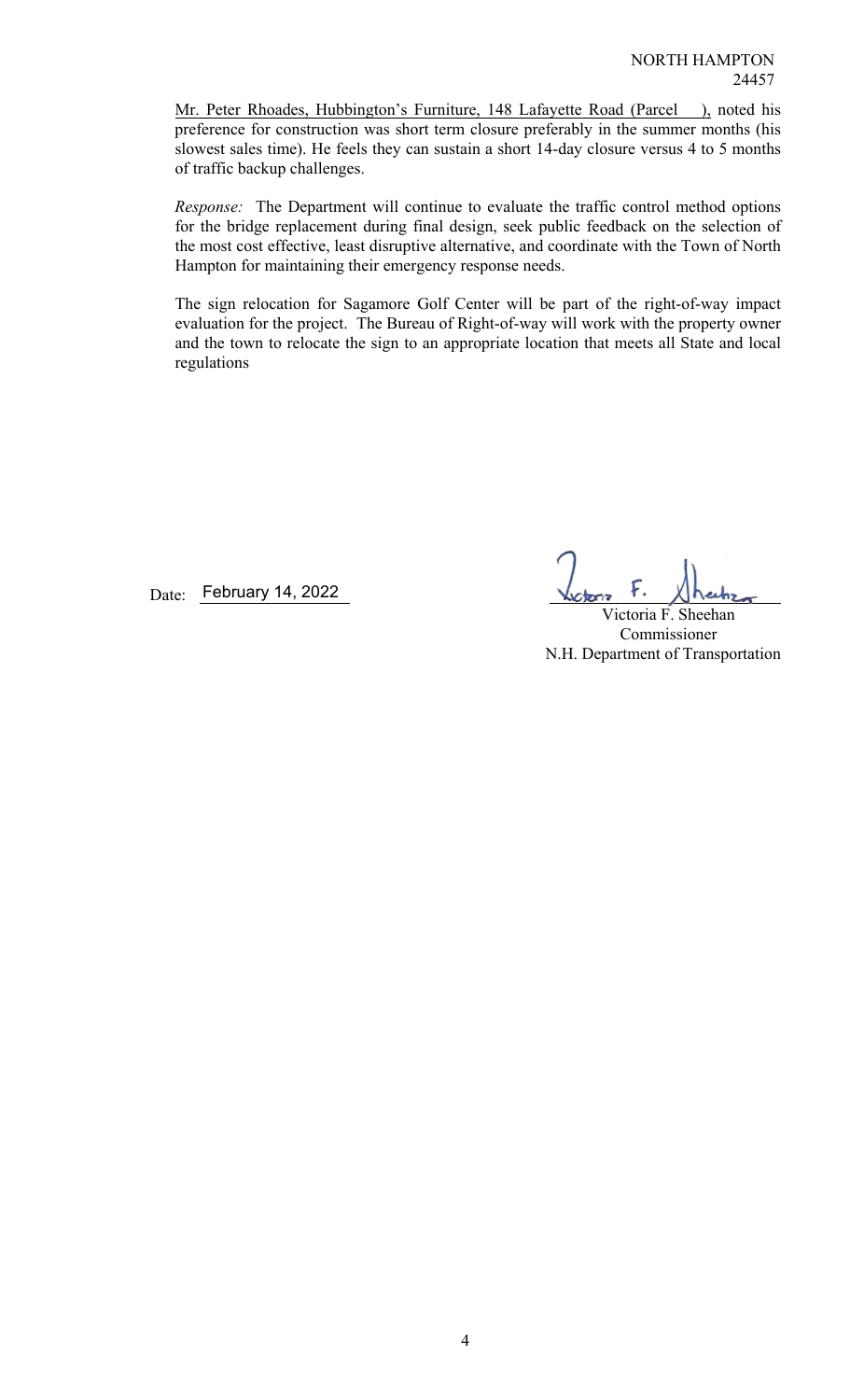Mr. Peter Rhoades, Hubbington's Furniture, 148 Lafayette Road (Parcel ), noted his preference for construction was short term closure preferably in the summer months (his slowest sales time). He feels they can sustain a short 14-day closure versus 4 to 5 months of traffic backup challenges.

*Response:* The Department will continue to evaluate the traffic control method options for the bridge replacement during final design, seek public feedback on the selection of the most cost effective, least disruptive alternative, and coordinate with the Town of North Hampton for maintaining their emergency response needs.

The sign relocation for Sagamore Golf Center will be part of the right-of-way impact evaluation for the project. The Bureau of Right-of-way will work with the property owner and the town to relocate the sign to an appropriate location that meets all State and local regulations

Date: February 14, 2022

Victoria F. Sheehan
Commissioner
N.H. Department of Transportation